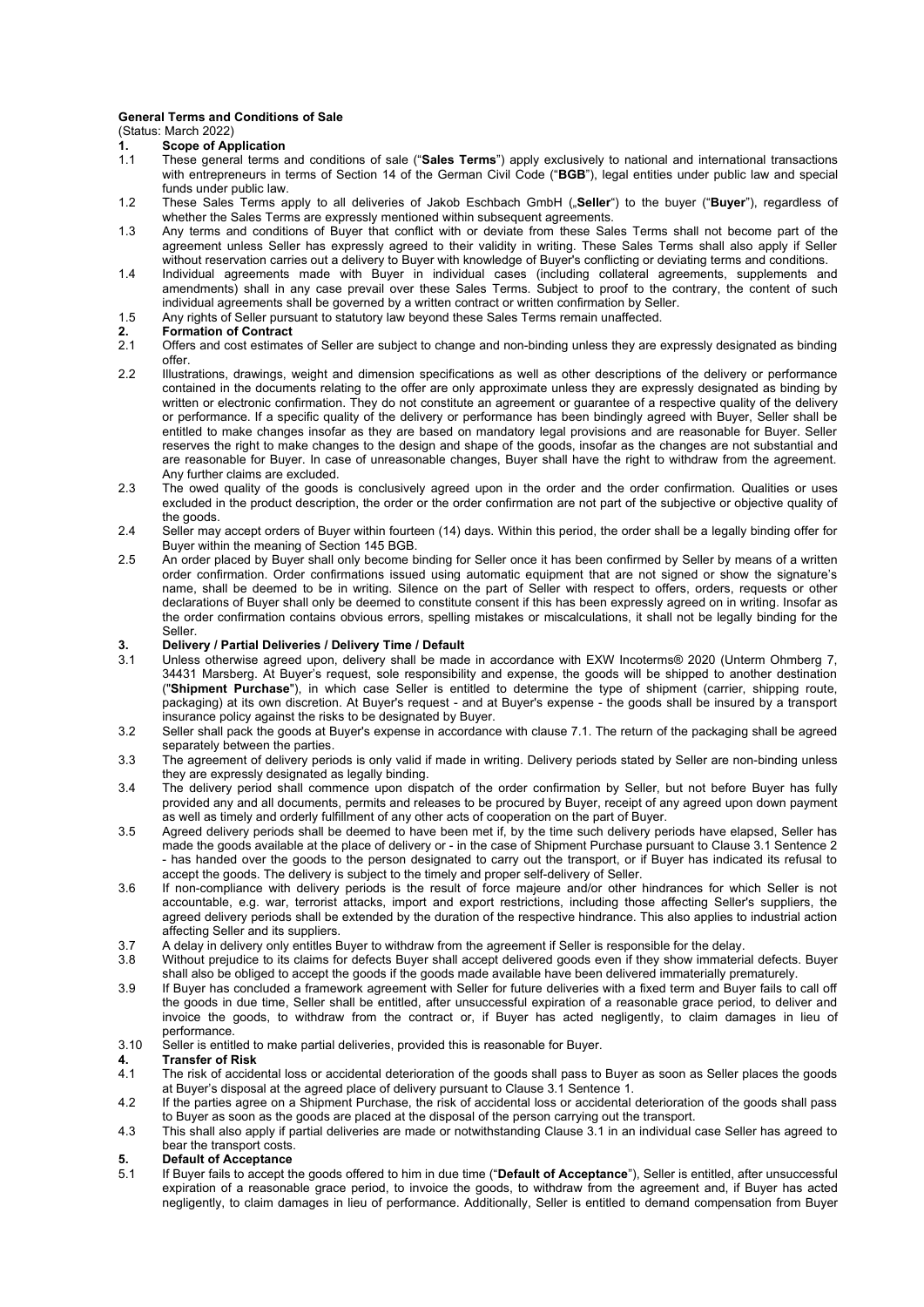**General Terms and Conditions of Sale**

(Status: March 2022)

## 1. Scope of Application

1.1 These general terms and conditions of sale ("**Sales Terms**") apply exclusively to national and international transactions with entrepreneurs in terms of Section 14 of the German Civil Code ("**BGB**"), legal entities under public law and special funds under public law.

1.2 These Sales Terms apply to all deliveries of Jakob Eschbach GmbH („**Seller**") to the buyer ("**Buyer**"), regardless of whether the Sales Terms are expressly mentioned within subsequent agreements.

1.3 Any terms and conditions of Buyer that conflict with or deviate from these Sales Terms shall not become part of the agreement unless Seller has expressly agreed to their validity in writing. These Sales Terms shall also apply if Seller without reservation carries out a delivery to Buyer with knowledge of Buyer's conflicting or deviating terms and conditions.

1.4 Individual agreements made with Buyer in individual cases (including collateral agreements, supplements and amendments) shall in any case prevail over these Sales Terms. Subject to proof to the contrary, the content of such individual agreements shall be governed by a written contract or written confirmation by Seller.

1.5 Any rights of Seller pursuant to statutory law beyond these Sales Terms remain unaffected.

## 2. Formation of Contract

2.1 Offers and cost estimates of Seller are subject to change and non-binding unless they are expressly designated as binding offer.

2.2 Illustrations, drawings, weight and dimension specifications as well as other descriptions of the delivery or performance contained in the documents relating to the offer are only approximate unless they are expressly designated as binding by written or electronic confirmation. They do not constitute an agreement or guarantee of a respective quality of the delivery or performance. If a specific quality of the delivery or performance has been bindingly agreed with Buyer, Seller shall be entitled to make changes insofar as they are based on mandatory legal provisions and are reasonable for Buyer. Seller reserves the right to make changes to the design and shape of the goods, insofar as the changes are not substantial and are reasonable for Buyer. In case of unreasonable changes, Buyer shall have the right to withdraw from the agreement. Any further claims are excluded.

2.3 The owed quality of the goods is conclusively agreed upon in the order and the order confirmation. Qualities or uses excluded in the product description, the order or the order confirmation are not part of the subjective or objective quality of the goods.

2.4 Seller may accept orders of Buyer within fourteen (14) days. Within this period, the order shall be a legally binding offer for Buyer within the meaning of Section 145 BGB.

2.5 An order placed by Buyer shall only become binding for Seller once it has been confirmed by Seller by means of a written order confirmation. Order confirmations issued using automatic equipment that are not signed or show the signature's name, shall be deemed to be in writing. Silence on the part of Seller with respect to offers, orders, requests or other declarations of Buyer shall only be deemed to constitute consent if this has been expressly agreed on in writing. Insofar as the order confirmation contains obvious errors, spelling mistakes or miscalculations, it shall not be legally binding for the Seller.

## 3. Delivery / Partial Deliveries / Delivery Time / Default

3.1 Unless otherwise agreed upon, delivery shall be made in accordance with EXW Incoterms® 2020 (Unterm Ohmberg 7, 34431 Marsberg. At Buyer's request, sole responsibility and expense, the goods will be shipped to another destination ("**Shipment Purchase**"), in which case Seller is entitled to determine the type of shipment (carrier, shipping route, packaging) at its own discretion. At Buyer's request - and at Buyer's expense - the goods shall be insured by a transport insurance policy against the risks to be designated by Buyer.

3.2 Seller shall pack the goods at Buyer's expense in accordance with clause 7.1. The return of the packaging shall be agreed separately between the parties.

3.3 The agreement of delivery periods is only valid if made in writing. Delivery periods stated by Seller are non-binding unless they are expressly designated as legally binding.

3.4 The delivery period shall commence upon dispatch of the order confirmation by Seller, but not before Buyer has fully provided any and all documents, permits and releases to be procured by Buyer, receipt of any agreed upon down payment as well as timely and orderly fulfillment of any other acts of cooperation on the part of Buyer.

3.5 Agreed delivery periods shall be deemed to have been met if, by the time such delivery periods have elapsed, Seller has made the goods available at the place of delivery or - in the case of Shipment Purchase pursuant to Clause 3.1 Sentence 2 - has handed over the goods to the person designated to carry out the transport, or if Buyer has indicated its refusal to accept the goods. The delivery is subject to the timely and proper self-delivery of Seller.

3.6 If non-compliance with delivery periods is the result of force majeure and/or other hindrances for which Seller is not accountable, e.g. war, terrorist attacks, import and export restrictions, including those affecting Seller's suppliers, the agreed delivery periods shall be extended by the duration of the respective hindrance. This also applies to industrial action affecting Seller and its suppliers.

3.7 A delay in delivery only entitles Buyer to withdraw from the agreement if Seller is responsible for the delay.

3.8 Without prejudice to its claims for defects Buyer shall accept delivered goods even if they show immaterial defects. Buyer shall also be obliged to accept the goods if the goods made available have been delivered immaterially prematurely.

3.9 If Buyer has concluded a framework agreement with Seller for future deliveries with a fixed term and Buyer fails to call off the goods in due time, Seller shall be entitled, after unsuccessful expiration of a reasonable grace period, to deliver and invoice the goods, to withdraw from the contract or, if Buyer has acted negligently, to claim damages in lieu of performance.

3.10 Seller is entitled to make partial deliveries, provided this is reasonable for Buyer.

## 4. Transfer of Risk

4.1 The risk of accidental loss or accidental deterioration of the goods shall pass to Buyer as soon as Seller places the goods at Buyer's disposal at the agreed place of delivery pursuant to Clause 3.1 Sentence 1.

4.2 If the parties agree on a Shipment Purchase, the risk of accidental loss or accidental deterioration of the goods shall pass to Buyer as soon as the goods are placed at the disposal of the person carrying out the transport.

4.3 This shall also apply if partial deliveries are made or notwithstanding Clause 3.1 in an individual case Seller has agreed to bear the transport costs.

## 5. Default of Acceptance

5.1 If Buyer fails to accept the goods offered to him in due time ("**Default of Acceptance**"), Seller is entitled, after unsuccessful expiration of a reasonable grace period, to invoice the goods, to withdraw from the agreement and, if Buyer has acted negligently, to claim damages in lieu of performance. Additionally, Seller is entitled to demand compensation from Buyer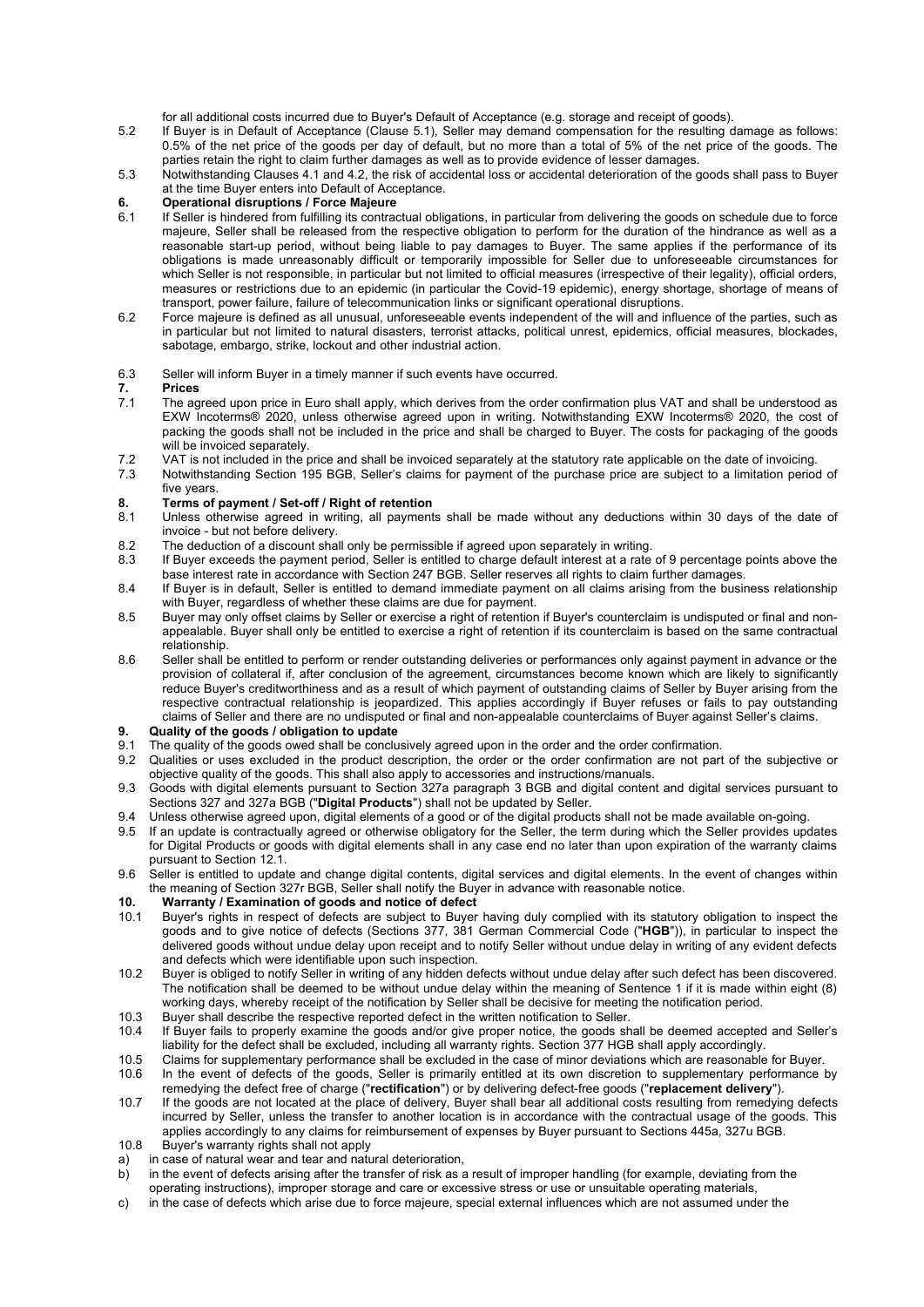for all additional costs incurred due to Buyer's Default of Acceptance (e.g. storage and receipt of goods).

5.2 If Buyer is in Default of Acceptance (Clause 5.1), Seller may demand compensation for the resulting damage as follows: 0.5% of the net price of the goods per day of default, but no more than a total of 5% of the net price of the goods. The parties retain the right to claim further damages as well as to provide evidence of lesser damages.

5.3 Notwithstanding Clauses 4.1 and 4.2, the risk of accidental loss or accidental deterioration of the goods shall pass to Buyer at the time Buyer enters into Default of Acceptance.

## 6. Operational disruptions / Force Majeure

6.1 If Seller is hindered from fulfilling its contractual obligations, in particular from delivering the goods on schedule due to force majeure, Seller shall be released from the respective obligation to perform for the duration of the hindrance as well as a reasonable start-up period, without being liable to pay damages to Buyer. The same applies if the performance of its obligations is made unreasonably difficult or temporarily impossible for Seller due to unforeseeable circumstances for which Seller is not responsible, in particular but not limited to official measures (irrespective of their legality), official orders, measures or restrictions due to an epidemic (in particular the Covid-19 epidemic), energy shortage, shortage of means of transport, power failure, failure of telecommunication links or significant operational disruptions.

6.2 Force majeure is defined as all unusual, unforeseeable events independent of the will and influence of the parties, such as in particular but not limited to natural disasters, terrorist attacks, political unrest, epidemics, official measures, blockades, sabotage, embargo, strike, lockout and other industrial action.

6.3 Seller will inform Buyer in a timely manner if such events have occurred.

## 7. Prices

7.1 The agreed upon price in Euro shall apply, which derives from the order confirmation plus VAT and shall be understood as EXW Incoterms® 2020, unless otherwise agreed upon in writing. Notwithstanding EXW Incoterms® 2020, the cost of packing the goods shall not be included in the price and shall be charged to Buyer. The costs for packaging of the goods will be invoiced separately.

7.2 VAT is not included in the price and shall be invoiced separately at the statutory rate applicable on the date of invoicing.

7.3 Notwithstanding Section 195 BGB, Seller's claims for payment of the purchase price are subject to a limitation period of five years.

## 8. Terms of payment / Set-off / Right of retention

8.1 Unless otherwise agreed in writing, all payments shall be made without any deductions within 30 days of the date of invoice - but not before delivery.

8.2 The deduction of a discount shall only be permissible if agreed upon separately in writing.

8.3 If Buyer exceeds the payment period, Seller is entitled to charge default interest at a rate of 9 percentage points above the base interest rate in accordance with Section 247 BGB. Seller reserves all rights to claim further damages.

8.4 If Buyer is in default, Seller is entitled to demand immediate payment on all claims arising from the business relationship with Buyer, regardless of whether these claims are due for payment.

8.5 Buyer may only offset claims by Seller or exercise a right of retention if Buyer's counterclaim is undisputed or final and non-appealable. Buyer shall only be entitled to exercise a right of retention if its counterclaim is based on the same contractual relationship.

8.6 Seller shall be entitled to perform or render outstanding deliveries or performances only against payment in advance or the provision of collateral if, after conclusion of the agreement, circumstances become known which are likely to significantly reduce Buyer's creditworthiness and as a result of which payment of outstanding claims of Seller by Buyer arising from the respective contractual relationship is jeopardized. This applies accordingly if Buyer refuses or fails to pay outstanding claims of Seller and there are no undisputed or final and non-appealable counterclaims of Buyer against Seller's claims.

## 9. Quality of the goods / obligation to update

9.1 The quality of the goods owed shall be conclusively agreed upon in the order and the order confirmation.

9.2 Qualities or uses excluded in the product description, the order or the order confirmation are not part of the subjective or objective quality of the goods. This shall also apply to accessories and instructions/manuals.

9.3 Goods with digital elements pursuant to Section 327a paragraph 3 BGB and digital content and digital services pursuant to Sections 327 and 327a BGB ("**Digital Products**") shall not be updated by Seller.

9.4 Unless otherwise agreed upon, digital elements of a good or of the digital products shall not be made available on-going.

9.5 If an update is contractually agreed or otherwise obligatory for the Seller, the term during which the Seller provides updates for Digital Products or goods with digital elements shall in any case end no later than upon expiration of the warranty claims pursuant to Section 12.1.

9.6 Seller is entitled to update and change digital contents, digital services and digital elements. In the event of changes within the meaning of Section 327r BGB, Seller shall notify the Buyer in advance with reasonable notice.

## 10. Warranty / Examination of goods and notice of defect

10.1 Buyer's rights in respect of defects are subject to Buyer having duly complied with its statutory obligation to inspect the goods and to give notice of defects (Sections 377, 381 German Commercial Code ("**HGB**")), in particular to inspect the delivered goods without undue delay upon receipt and to notify Seller without undue delay in writing of any evident defects and defects which were identifiable upon such inspection.

10.2 Buyer is obliged to notify Seller in writing of any hidden defects without undue delay after such defect has been discovered. The notification shall be deemed to be without undue delay within the meaning of Sentence 1 if it is made within eight (8) working days, whereby receipt of the notification by Seller shall be decisive for meeting the notification period.

10.3 Buyer shall describe the respective reported defect in the written notification to Seller.

10.4 If Buyer fails to properly examine the goods and/or give proper notice, the goods shall be deemed accepted and Seller's liability for the defect shall be excluded, including all warranty rights. Section 377 HGB shall apply accordingly.

10.5 Claims for supplementary performance shall be excluded in the case of minor deviations which are reasonable for Buyer.

10.6 In the event of defects of the goods, Seller is primarily entitled at its own discretion to supplementary performance by remedying the defect free of charge ("**rectification**") or by delivering defect-free goods ("**replacement delivery**").

10.7 If the goods are not located at the place of delivery, Buyer shall bear all additional costs resulting from remedying defects incurred by Seller, unless the transfer to another location is in accordance with the contractual usage of the goods. This applies accordingly to any claims for reimbursement of expenses by Buyer pursuant to Sections 445a, 327u BGB.

10.8 Buyer's warranty rights shall not apply

a) in case of natural wear and tear and natural deterioration,

b) in the event of defects arising after the transfer of risk as a result of improper handling (for example, deviating from the operating instructions), improper storage and care or excessive stress or use or unsuitable operating materials,

c) in the case of defects which arise due to force majeure, special external influences which are not assumed under the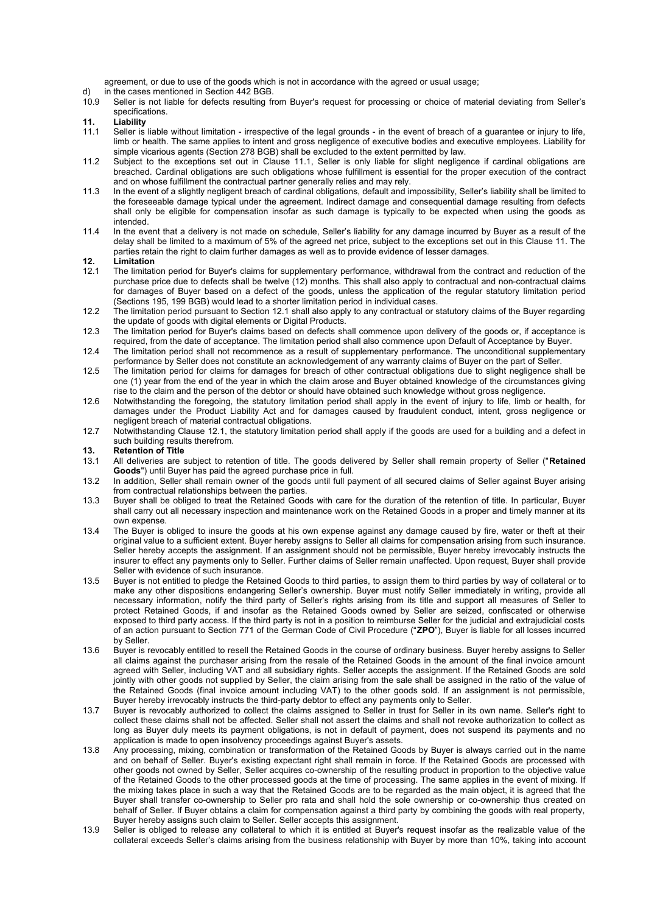agreement, or due to use of the goods which is not in accordance with the agreed or usual usage;

d) in the cases mentioned in Section 442 BGB.

10.9 Seller is not liable for defects resulting from Buyer's request for processing or choice of material deviating from Seller's specifications.

## 11. Liability

11.1 Seller is liable without limitation - irrespective of the legal grounds - in the event of breach of a guarantee or injury to life, limb or health. The same applies to intent and gross negligence of executive bodies and executive employees. Liability for simple vicarious agents (Section 278 BGB) shall be excluded to the extent permitted by law.

11.2 Subject to the exceptions set out in Clause 11.1, Seller is only liable for slight negligence if cardinal obligations are breached. Cardinal obligations are such obligations whose fulfillment is essential for the proper execution of the contract and on whose fulfillment the contractual partner generally relies and may rely.

11.3 In the event of a slightly negligent breach of cardinal obligations, default and impossibility, Seller's liability shall be limited to the foreseeable damage typical under the agreement. Indirect damage and consequential damage resulting from defects shall only be eligible for compensation insofar as such damage is typically to be expected when using the goods as intended.

11.4 In the event that a delivery is not made on schedule, Seller's liability for any damage incurred by Buyer as a result of the delay shall be limited to a maximum of 5% of the agreed net price, subject to the exceptions set out in this Clause 11. The parties retain the right to claim further damages as well as to provide evidence of lesser damages.

## 12. Limitation

12.1 The limitation period for Buyer's claims for supplementary performance, withdrawal from the contract and reduction of the purchase price due to defects shall be twelve (12) months. This shall also apply to contractual and non-contractual claims for damages of Buyer based on a defect of the goods, unless the application of the regular statutory limitation period (Sections 195, 199 BGB) would lead to a shorter limitation period in individual cases.

12.2 The limitation period pursuant to Section 12.1 shall also apply to any contractual or statutory claims of the Buyer regarding the update of goods with digital elements or Digital Products.

12.3 The limitation period for Buyer's claims based on defects shall commence upon delivery of the goods or, if acceptance is required, from the date of acceptance. The limitation period shall also commence upon Default of Acceptance by Buyer.

12.4 The limitation period shall not recommence as a result of supplementary performance. The unconditional supplementary performance by Seller does not constitute an acknowledgement of any warranty claims of Buyer on the part of Seller.

12.5 The limitation period for claims for damages for breach of other contractual obligations due to slight negligence shall be one (1) year from the end of the year in which the claim arose and Buyer obtained knowledge of the circumstances giving rise to the claim and the person of the debtor or should have obtained such knowledge without gross negligence.

12.6 Notwithstanding the foregoing, the statutory limitation period shall apply in the event of injury to life, limb or health, for damages under the Product Liability Act and for damages caused by fraudulent conduct, intent, gross negligence or negligent breach of material contractual obligations.

12.7 Notwithstanding Clause 12.1, the statutory limitation period shall apply if the goods are used for a building and a defect in such building results therefrom.

## 13. Retention of Title

13.1 All deliveries are subject to retention of title. The goods delivered by Seller shall remain property of Seller ("**Retained Goods**") until Buyer has paid the agreed purchase price in full.

13.2 In addition, Seller shall remain owner of the goods until full payment of all secured claims of Seller against Buyer arising from contractual relationships between the parties.

13.3 Buyer shall be obliged to treat the Retained Goods with care for the duration of the retention of title. In particular, Buyer shall carry out all necessary inspection and maintenance work on the Retained Goods in a proper and timely manner at its own expense.

13.4 The Buyer is obliged to insure the goods at his own expense against any damage caused by fire, water or theft at their original value to a sufficient extent. Buyer hereby assigns to Seller all claims for compensation arising from such insurance. Seller hereby accepts the assignment. If an assignment should not be permissible, Buyer hereby irrevocably instructs the insurer to effect any payments only to Seller. Further claims of Seller remain unaffected. Upon request, Buyer shall provide Seller with evidence of such insurance.

13.5 Buyer is not entitled to pledge the Retained Goods to third parties, to assign them to third parties by way of collateral or to make any other dispositions endangering Seller's ownership. Buyer must notify Seller immediately in writing, provide all necessary information, notify the third party of Seller's rights arising from its title and support all measures of Seller to protect Retained Goods, if and insofar as the Retained Goods owned by Seller are seized, confiscated or otherwise exposed to third party access. If the third party is not in a position to reimburse Seller for the judicial and extrajudicial costs of an action pursuant to Section 771 of the German Code of Civil Procedure ("**ZPO**"), Buyer is liable for all losses incurred by Seller.

13.6 Buyer is revocably entitled to resell the Retained Goods in the course of ordinary business. Buyer hereby assigns to Seller all claims against the purchaser arising from the resale of the Retained Goods in the amount of the final invoice amount agreed with Seller, including VAT and all subsidiary rights. Seller accepts the assignment. If the Retained Goods are sold jointly with other goods not supplied by Seller, the claim arising from the sale shall be assigned in the ratio of the value of the Retained Goods (final invoice amount including VAT) to the other goods sold. If an assignment is not permissible, Buyer hereby irrevocably instructs the third-party debtor to effect any payments only to Seller.

13.7 Buyer is revocably authorized to collect the claims assigned to Seller in trust for Seller in its own name. Seller's right to collect these claims shall not be affected. Seller shall not assert the claims and shall not revoke authorization to collect as long as Buyer duly meets its payment obligations, is not in default of payment, does not suspend its payments and no application is made to open insolvency proceedings against Buyer's assets.

13.8 Any processing, mixing, combination or transformation of the Retained Goods by Buyer is always carried out in the name and on behalf of Seller. Buyer's existing expectant right shall remain in force. If the Retained Goods are processed with other goods not owned by Seller, Seller acquires co-ownership of the resulting product in proportion to the objective value of the Retained Goods to the other processed goods at the time of processing. The same applies in the event of mixing. If the mixing takes place in such a way that the Retained Goods are to be regarded as the main object, it is agreed that the Buyer shall transfer co-ownership to Seller pro rata and shall hold the sole ownership or co-ownership thus created on behalf of Seller. If Buyer obtains a claim for compensation against a third party by combining the goods with real property, Buyer hereby assigns such claim to Seller. Seller accepts this assignment.

13.9 Seller is obliged to release any collateral to which it is entitled at Buyer's request insofar as the realizable value of the collateral exceeds Seller's claims arising from the business relationship with Buyer by more than 10%, taking into account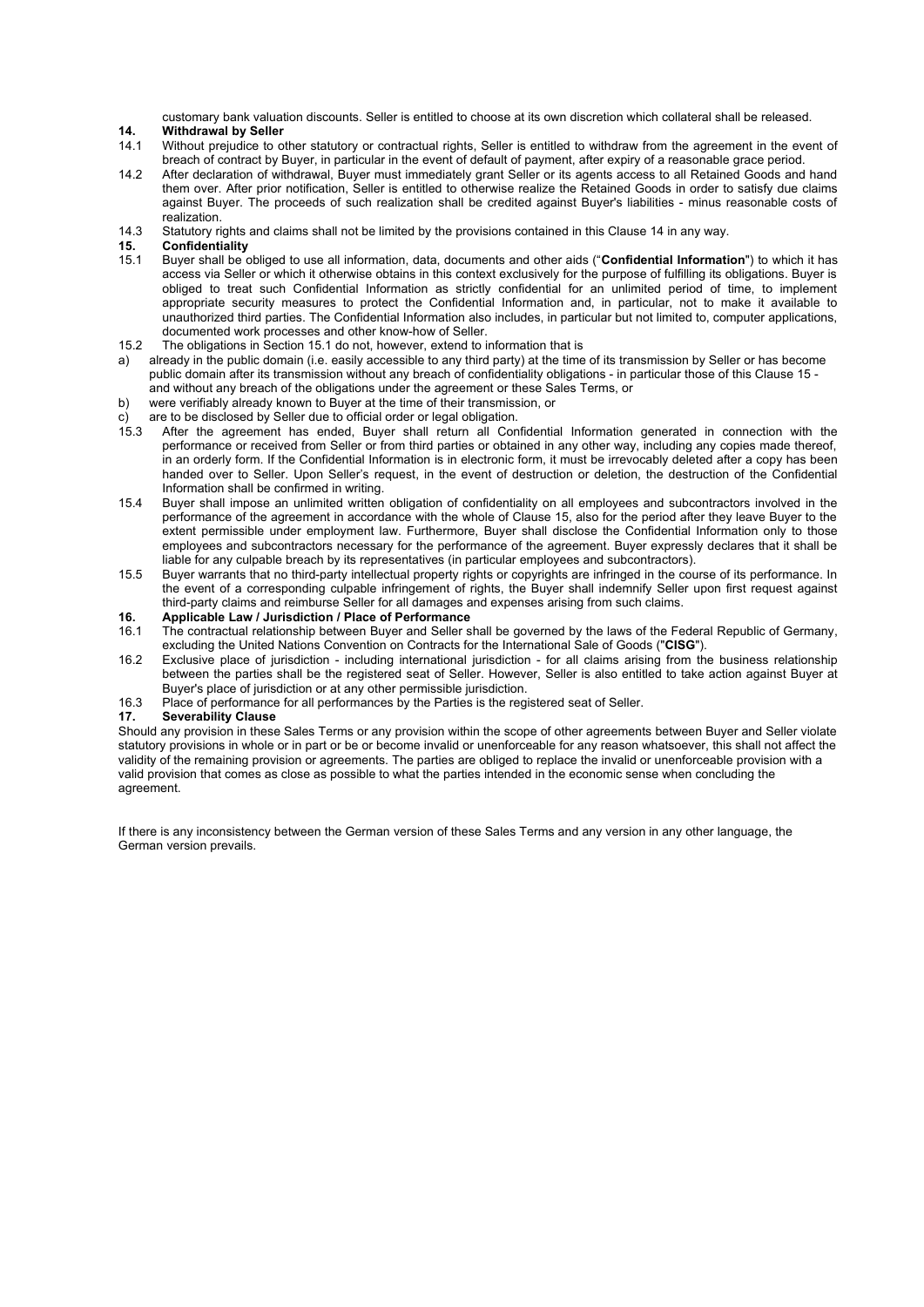customary bank valuation discounts. Seller is entitled to choose at its own discretion which collateral shall be released.

**14. Withdrawal by Seller**

14.1 Without prejudice to other statutory or contractual rights, Seller is entitled to withdraw from the agreement in the event of breach of contract by Buyer, in particular in the event of default of payment, after expiry of a reasonable grace period.

14.2 After declaration of withdrawal, Buyer must immediately grant Seller or its agents access to all Retained Goods and hand them over. After prior notification, Seller is entitled to otherwise realize the Retained Goods in order to satisfy due claims against Buyer. The proceeds of such realization shall be credited against Buyer's liabilities - minus reasonable costs of realization.

14.3 Statutory rights and claims shall not be limited by the provisions contained in this Clause 14 in any way.

**15. Confidentiality**

15.1 Buyer shall be obliged to use all information, data, documents and other aids ("**Confidential Information**") to which it has access via Seller or which it otherwise obtains in this context exclusively for the purpose of fulfilling its obligations. Buyer is obliged to treat such Confidential Information as strictly confidential for an unlimited period of time, to implement appropriate security measures to protect the Confidential Information and, in particular, not to make it available to unauthorized third parties. The Confidential Information also includes, in particular but not limited to, computer applications, documented work processes and other know-how of Seller.

15.2 The obligations in Section 15.1 do not, however, extend to information that is

a) already in the public domain (i.e. easily accessible to any third party) at the time of its transmission by Seller or has become public domain after its transmission without any breach of confidentiality obligations - in particular those of this Clause 15 - and without any breach of the obligations under the agreement or these Sales Terms, or

b) were verifiably already known to Buyer at the time of their transmission, or

c) are to be disclosed by Seller due to official order or legal obligation.

15.3 After the agreement has ended, Buyer shall return all Confidential Information generated in connection with the performance or received from Seller or from third parties or obtained in any other way, including any copies made thereof, in an orderly form. If the Confidential Information is in electronic form, it must be irrevocably deleted after a copy has been handed over to Seller. Upon Seller's request, in the event of destruction or deletion, the destruction of the Confidential Information shall be confirmed in writing.

15.4 Buyer shall impose an unlimited written obligation of confidentiality on all employees and subcontractors involved in the performance of the agreement in accordance with the whole of Clause 15, also for the period after they leave Buyer to the extent permissible under employment law. Furthermore, Buyer shall disclose the Confidential Information only to those employees and subcontractors necessary for the performance of the agreement. Buyer expressly declares that it shall be liable for any culpable breach by its representatives (in particular employees and subcontractors).

15.5 Buyer warrants that no third-party intellectual property rights or copyrights are infringed in the course of its performance. In the event of a corresponding culpable infringement of rights, the Buyer shall indemnify Seller upon first request against third-party claims and reimburse Seller for all damages and expenses arising from such claims.

**16. Applicable Law / Jurisdiction / Place of Performance**

16.1 The contractual relationship between Buyer and Seller shall be governed by the laws of the Federal Republic of Germany, excluding the United Nations Convention on Contracts for the International Sale of Goods ("**CISG**").

16.2 Exclusive place of jurisdiction - including international jurisdiction - for all claims arising from the business relationship between the parties shall be the registered seat of Seller. However, Seller is also entitled to take action against Buyer at Buyer's place of jurisdiction or at any other permissible jurisdiction.

16.3 Place of performance for all performances by the Parties is the registered seat of Seller.

**17. Severability Clause**

Should any provision in these Sales Terms or any provision within the scope of other agreements between Buyer and Seller violate statutory provisions in whole or in part or be or become invalid or unenforceable for any reason whatsoever, this shall not affect the validity of the remaining provision or agreements. The parties are obliged to replace the invalid or unenforceable provision with a valid provision that comes as close as possible to what the parties intended in the economic sense when concluding the agreement.

If there is any inconsistency between the German version of these Sales Terms and any version in any other language, the German version prevails.